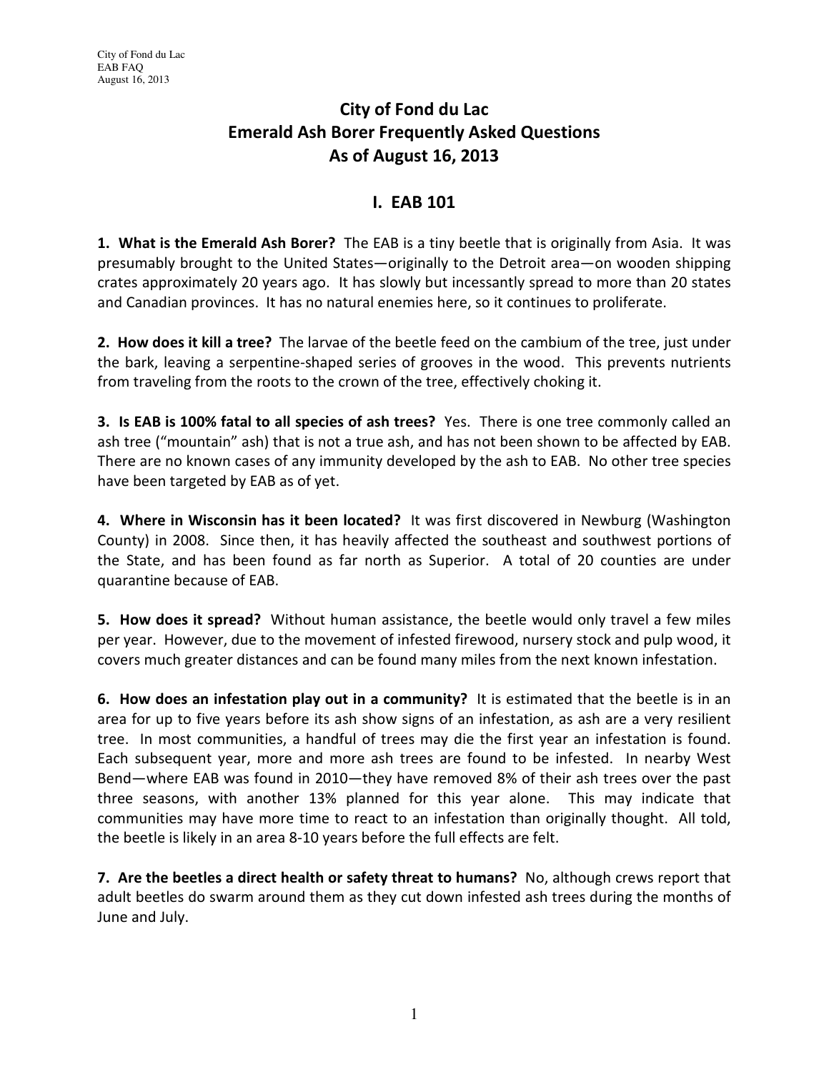# City of Fond du Lac
# Emerald Ash Borer Frequently Asked Questions
# As of August 16, 2013

## I. EAB 101

**1. What is the Emerald Ash Borer?** The EAB is a tiny beetle that is originally from Asia. It was presumably brought to the United States—originally to the Detroit area—on wooden shipping crates approximately 20 years ago. It has slowly but incessantly spread to more than 20 states and Canadian provinces. It has no natural enemies here, so it continues to proliferate.

**2. How does it kill a tree?** The larvae of the beetle feed on the cambium of the tree, just under the bark, leaving a serpentine-shaped series of grooves in the wood. This prevents nutrients from traveling from the roots to the crown of the tree, effectively choking it.

**3. Is EAB is 100% fatal to all species of ash trees?** Yes. There is one tree commonly called an ash tree ("mountain" ash) that is not a true ash, and has not been shown to be affected by EAB. There are no known cases of any immunity developed by the ash to EAB. No other tree species have been targeted by EAB as of yet.

**4. Where in Wisconsin has it been located?** It was first discovered in Newburg (Washington County) in 2008. Since then, it has heavily affected the southeast and southwest portions of the State, and has been found as far north as Superior. A total of 20 counties are under quarantine because of EAB.

**5. How does it spread?** Without human assistance, the beetle would only travel a few miles per year. However, due to the movement of infested firewood, nursery stock and pulp wood, it covers much greater distances and can be found many miles from the next known infestation.

**6. How does an infestation play out in a community?** It is estimated that the beetle is in an area for up to five years before its ash show signs of an infestation, as ash are a very resilient tree. In most communities, a handful of trees may die the first year an infestation is found. Each subsequent year, more and more ash trees are found to be infested. In nearby West Bend—where EAB was found in 2010—they have removed 8% of their ash trees over the past three seasons, with another 13% planned for this year alone. This may indicate that communities may have more time to react to an infestation than originally thought. All told, the beetle is likely in an area 8-10 years before the full effects are felt.

**7. Are the beetles a direct health or safety threat to humans?** No, although crews report that adult beetles do swarm around them as they cut down infested ash trees during the months of June and July.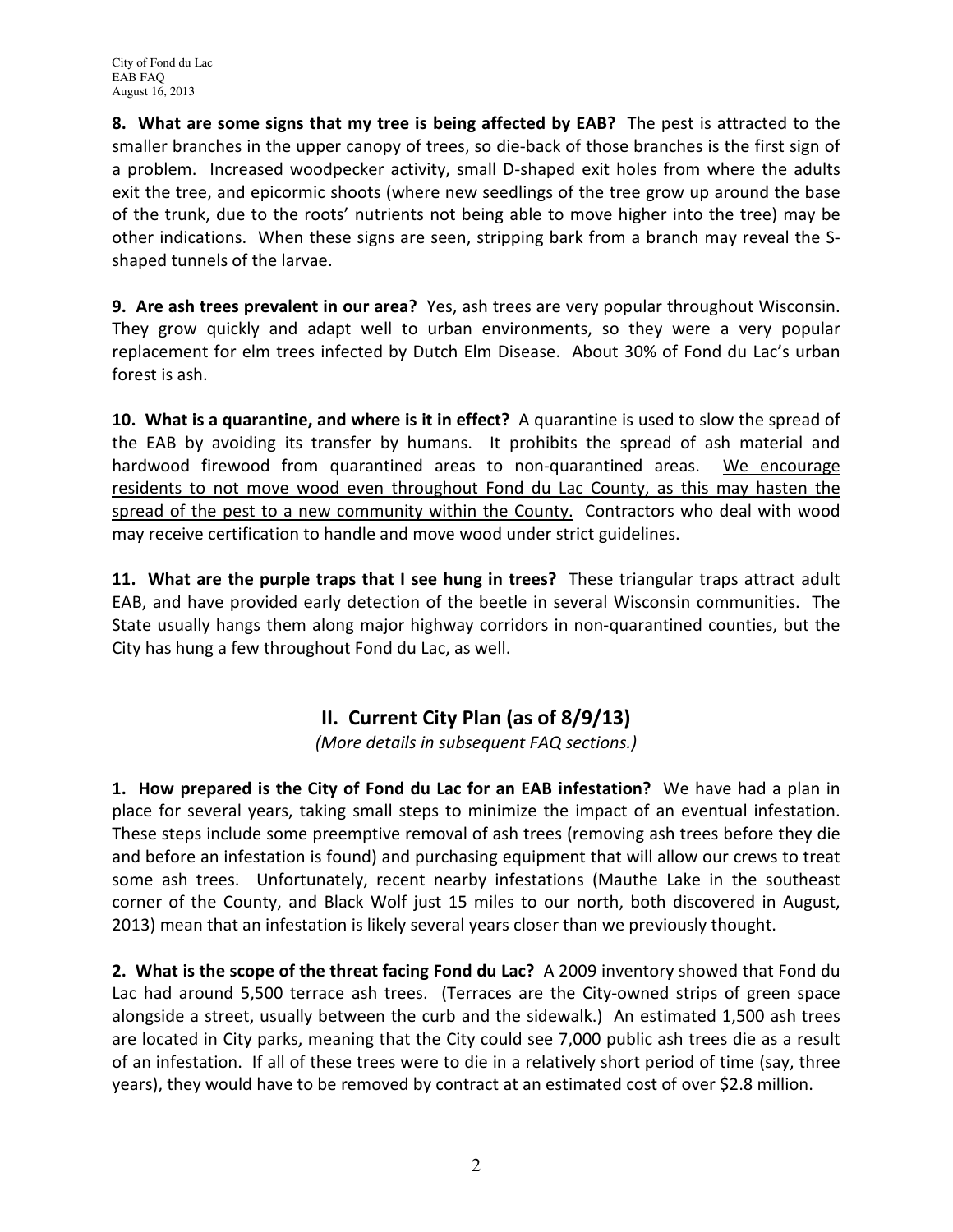**8. What are some signs that my tree is being affected by EAB?** The pest is attracted to the smaller branches in the upper canopy of trees, so die-back of those branches is the first sign of a problem. Increased woodpecker activity, small D-shaped exit holes from where the adults exit the tree, and epicormic shoots (where new seedlings of the tree grow up around the base of the trunk, due to the roots' nutrients not being able to move higher into the tree) may be other indications. When these signs are seen, stripping bark from a branch may reveal the S-shaped tunnels of the larvae.

**9. Are ash trees prevalent in our area?** Yes, ash trees are very popular throughout Wisconsin. They grow quickly and adapt well to urban environments, so they were a very popular replacement for elm trees infected by Dutch Elm Disease. About 30% of Fond du Lac's urban forest is ash.

**10. What is a quarantine, and where is it in effect?** A quarantine is used to slow the spread of the EAB by avoiding its transfer by humans. It prohibits the spread of ash material and hardwood firewood from quarantined areas to non-quarantined areas. <u>We encourage residents to not move wood even throughout Fond du Lac County, as this may hasten the spread of the pest to a new community within the County.</u> Contractors who deal with wood may receive certification to handle and move wood under strict guidelines.

**11. What are the purple traps that I see hung in trees?** These triangular traps attract adult EAB, and have provided early detection of the beetle in several Wisconsin communities. The State usually hangs them along major highway corridors in non-quarantined counties, but the City has hung a few throughout Fond du Lac, as well.

## II. Current City Plan (as of 8/9/13)

*(More details in subsequent FAQ sections.)*

**1. How prepared is the City of Fond du Lac for an EAB infestation?** We have had a plan in place for several years, taking small steps to minimize the impact of an eventual infestation. These steps include some preemptive removal of ash trees (removing ash trees before they die and before an infestation is found) and purchasing equipment that will allow our crews to treat some ash trees. Unfortunately, recent nearby infestations (Mauthe Lake in the southeast corner of the County, and Black Wolf just 15 miles to our north, both discovered in August, 2013) mean that an infestation is likely several years closer than we previously thought.

**2. What is the scope of the threat facing Fond du Lac?** A 2009 inventory showed that Fond du Lac had around 5,500 terrace ash trees. (Terraces are the City-owned strips of green space alongside a street, usually between the curb and the sidewalk.) An estimated 1,500 ash trees are located in City parks, meaning that the City could see 7,000 public ash trees die as a result of an infestation. If all of these trees were to die in a relatively short period of time (say, three years), they would have to be removed by contract at an estimated cost of over $2.8 million.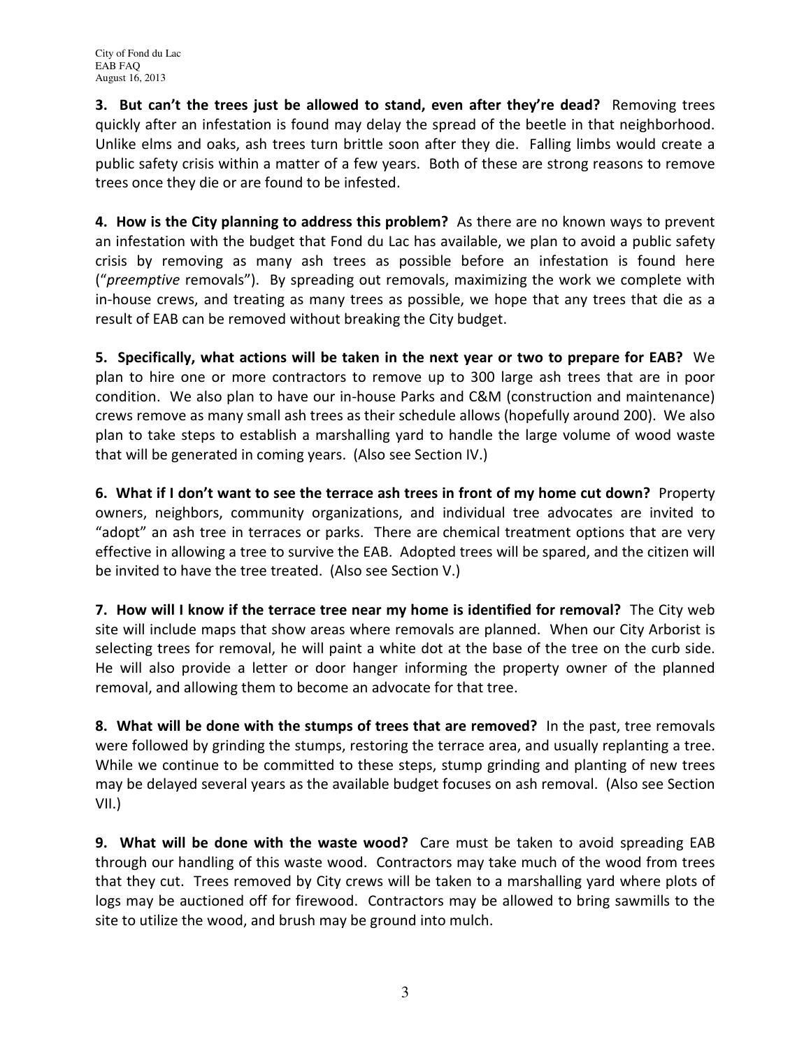**3. But can't the trees just be allowed to stand, even after they're dead?** Removing trees quickly after an infestation is found may delay the spread of the beetle in that neighborhood. Unlike elms and oaks, ash trees turn brittle soon after they die. Falling limbs would create a public safety crisis within a matter of a few years. Both of these are strong reasons to remove trees once they die or are found to be infested.

**4. How is the City planning to address this problem?** As there are no known ways to prevent an infestation with the budget that Fond du Lac has available, we plan to avoid a public safety crisis by removing as many ash trees as possible before an infestation is found here ("*preemptive* removals"). By spreading out removals, maximizing the work we complete with in-house crews, and treating as many trees as possible, we hope that any trees that die as a result of EAB can be removed without breaking the City budget.

**5. Specifically, what actions will be taken in the next year or two to prepare for EAB?** We plan to hire one or more contractors to remove up to 300 large ash trees that are in poor condition. We also plan to have our in-house Parks and C&M (construction and maintenance) crews remove as many small ash trees as their schedule allows (hopefully around 200). We also plan to take steps to establish a marshalling yard to handle the large volume of wood waste that will be generated in coming years. (Also see Section IV.)

**6. What if I don't want to see the terrace ash trees in front of my home cut down?** Property owners, neighbors, community organizations, and individual tree advocates are invited to "adopt" an ash tree in terraces or parks. There are chemical treatment options that are very effective in allowing a tree to survive the EAB. Adopted trees will be spared, and the citizen will be invited to have the tree treated. (Also see Section V.)

**7. How will I know if the terrace tree near my home is identified for removal?** The City web site will include maps that show areas where removals are planned. When our City Arborist is selecting trees for removal, he will paint a white dot at the base of the tree on the curb side. He will also provide a letter or door hanger informing the property owner of the planned removal, and allowing them to become an advocate for that tree.

**8. What will be done with the stumps of trees that are removed?** In the past, tree removals were followed by grinding the stumps, restoring the terrace area, and usually replanting a tree. While we continue to be committed to these steps, stump grinding and planting of new trees may be delayed several years as the available budget focuses on ash removal. (Also see Section VII.)

**9. What will be done with the waste wood?** Care must be taken to avoid spreading EAB through our handling of this waste wood. Contractors may take much of the wood from trees that they cut. Trees removed by City crews will be taken to a marshalling yard where plots of logs may be auctioned off for firewood. Contractors may be allowed to bring sawmills to the site to utilize the wood, and brush may be ground into mulch.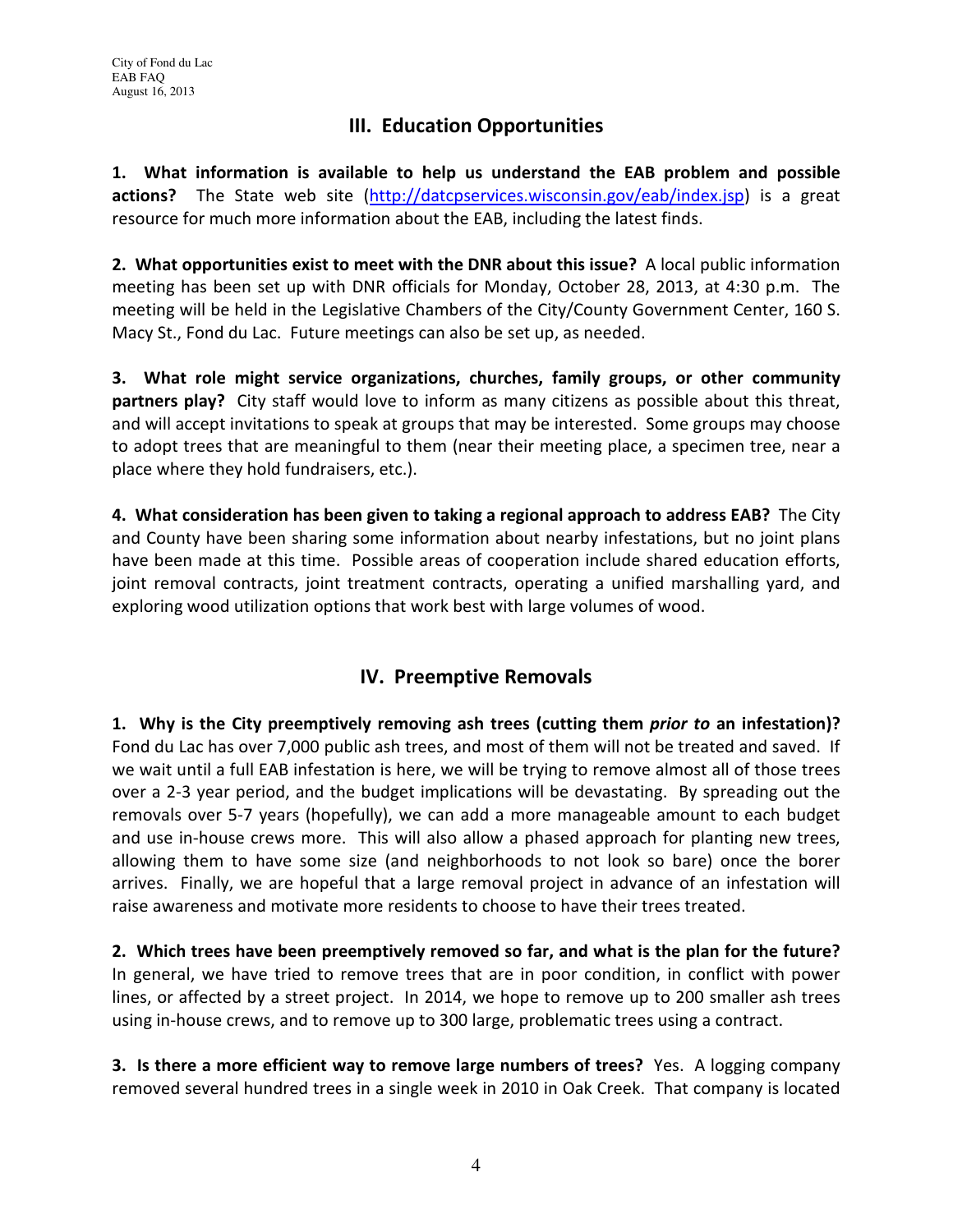## III. Education Opportunities

**1. What information is available to help us understand the EAB problem and possible actions?** The State web site (http://datcpservices.wisconsin.gov/eab/index.jsp) is a great resource for much more information about the EAB, including the latest finds.

**2. What opportunities exist to meet with the DNR about this issue?** A local public information meeting has been set up with DNR officials for Monday, October 28, 2013, at 4:30 p.m. The meeting will be held in the Legislative Chambers of the City/County Government Center, 160 S. Macy St., Fond du Lac. Future meetings can also be set up, as needed.

**3. What role might service organizations, churches, family groups, or other community partners play?** City staff would love to inform as many citizens as possible about this threat, and will accept invitations to speak at groups that may be interested. Some groups may choose to adopt trees that are meaningful to them (near their meeting place, a specimen tree, near a place where they hold fundraisers, etc.).

**4. What consideration has been given to taking a regional approach to address EAB?** The City and County have been sharing some information about nearby infestations, but no joint plans have been made at this time. Possible areas of cooperation include shared education efforts, joint removal contracts, joint treatment contracts, operating a unified marshalling yard, and exploring wood utilization options that work best with large volumes of wood.

## IV. Preemptive Removals

**1. Why is the City preemptively removing ash trees (cutting them *prior to* an infestation)?** Fond du Lac has over 7,000 public ash trees, and most of them will not be treated and saved. If we wait until a full EAB infestation is here, we will be trying to remove almost all of those trees over a 2-3 year period, and the budget implications will be devastating. By spreading out the removals over 5-7 years (hopefully), we can add a more manageable amount to each budget and use in-house crews more. This will also allow a phased approach for planting new trees, allowing them to have some size (and neighborhoods to not look so bare) once the borer arrives. Finally, we are hopeful that a large removal project in advance of an infestation will raise awareness and motivate more residents to choose to have their trees treated.

**2. Which trees have been preemptively removed so far, and what is the plan for the future?** In general, we have tried to remove trees that are in poor condition, in conflict with power lines, or affected by a street project. In 2014, we hope to remove up to 200 smaller ash trees using in-house crews, and to remove up to 300 large, problematic trees using a contract.

**3. Is there a more efficient way to remove large numbers of trees?** Yes. A logging company removed several hundred trees in a single week in 2010 in Oak Creek. That company is located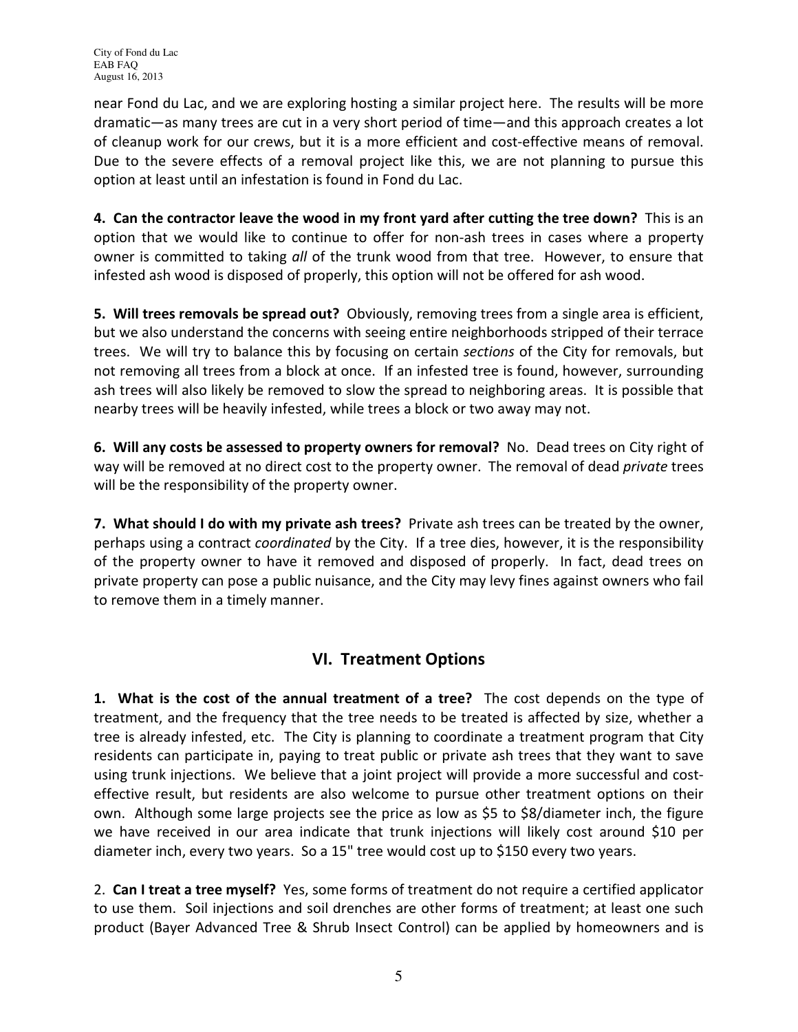near Fond du Lac, and we are exploring hosting a similar project here. The results will be more dramatic—as many trees are cut in a very short period of time—and this approach creates a lot of cleanup work for our crews, but it is a more efficient and cost-effective means of removal. Due to the severe effects of a removal project like this, we are not planning to pursue this option at least until an infestation is found in Fond du Lac.

**4. Can the contractor leave the wood in my front yard after cutting the tree down?** This is an option that we would like to continue to offer for non-ash trees in cases where a property owner is committed to taking *all* of the trunk wood from that tree. However, to ensure that infested ash wood is disposed of properly, this option will not be offered for ash wood.

**5. Will trees removals be spread out?** Obviously, removing trees from a single area is efficient, but we also understand the concerns with seeing entire neighborhoods stripped of their terrace trees. We will try to balance this by focusing on certain *sections* of the City for removals, but not removing all trees from a block at once. If an infested tree is found, however, surrounding ash trees will also likely be removed to slow the spread to neighboring areas. It is possible that nearby trees will be heavily infested, while trees a block or two away may not.

**6. Will any costs be assessed to property owners for removal?** No. Dead trees on City right of way will be removed at no direct cost to the property owner. The removal of dead *private* trees will be the responsibility of the property owner.

**7. What should I do with my private ash trees?** Private ash trees can be treated by the owner, perhaps using a contract *coordinated* by the City. If a tree dies, however, it is the responsibility of the property owner to have it removed and disposed of properly. In fact, dead trees on private property can pose a public nuisance, and the City may levy fines against owners who fail to remove them in a timely manner.

## VI. Treatment Options

**1. What is the cost of the annual treatment of a tree?** The cost depends on the type of treatment, and the frequency that the tree needs to be treated is affected by size, whether a tree is already infested, etc. The City is planning to coordinate a treatment program that City residents can participate in, paying to treat public or private ash trees that they want to save using trunk injections. We believe that a joint project will provide a more successful and cost-effective result, but residents are also welcome to pursue other treatment options on their own. Although some large projects see the price as low as \$5 to \$8/diameter inch, the figure we have received in our area indicate that trunk injections will likely cost around \$10 per diameter inch, every two years. So a 15" tree would cost up to \$150 every two years.

2. **Can I treat a tree myself?** Yes, some forms of treatment do not require a certified applicator to use them. Soil injections and soil drenches are other forms of treatment; at least one such product (Bayer Advanced Tree & Shrub Insect Control) can be applied by homeowners and is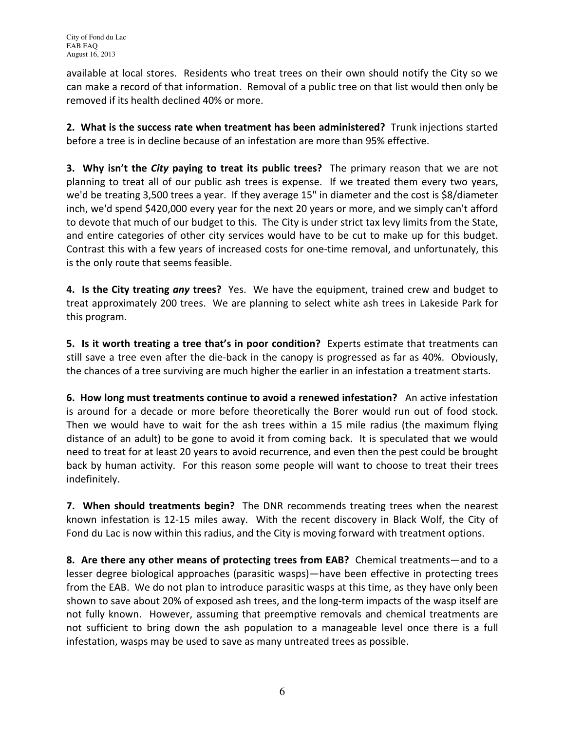available at local stores. Residents who treat trees on their own should notify the City so we can make a record of that information. Removal of a public tree on that list would then only be removed if its health declined 40% or more.

**2. What is the success rate when treatment has been administered?** Trunk injections started before a tree is in decline because of an infestation are more than 95% effective.

**3. Why isn't the *City* paying to treat its public trees?** The primary reason that we are not planning to treat all of our public ash trees is expense. If we treated them every two years, we'd be treating 3,500 trees a year. If they average 15" in diameter and the cost is $8/diameter inch, we'd spend $420,000 every year for the next 20 years or more, and we simply can't afford to devote that much of our budget to this. The City is under strict tax levy limits from the State, and entire categories of other city services would have to be cut to make up for this budget. Contrast this with a few years of increased costs for one-time removal, and unfortunately, this is the only route that seems feasible.

**4. Is the City treating *any* trees?** Yes. We have the equipment, trained crew and budget to treat approximately 200 trees. We are planning to select white ash trees in Lakeside Park for this program.

**5. Is it worth treating a tree that's in poor condition?** Experts estimate that treatments can still save a tree even after the die-back in the canopy is progressed as far as 40%. Obviously, the chances of a tree surviving are much higher the earlier in an infestation a treatment starts.

**6. How long must treatments continue to avoid a renewed infestation?** An active infestation is around for a decade or more before theoretically the Borer would run out of food stock. Then we would have to wait for the ash trees within a 15 mile radius (the maximum flying distance of an adult) to be gone to avoid it from coming back. It is speculated that we would need to treat for at least 20 years to avoid recurrence, and even then the pest could be brought back by human activity. For this reason some people will want to choose to treat their trees indefinitely.

**7. When should treatments begin?** The DNR recommends treating trees when the nearest known infestation is 12-15 miles away. With the recent discovery in Black Wolf, the City of Fond du Lac is now within this radius, and the City is moving forward with treatment options.

**8. Are there any other means of protecting trees from EAB?** Chemical treatments—and to a lesser degree biological approaches (parasitic wasps)—have been effective in protecting trees from the EAB. We do not plan to introduce parasitic wasps at this time, as they have only been shown to save about 20% of exposed ash trees, and the long-term impacts of the wasp itself are not fully known. However, assuming that preemptive removals and chemical treatments are not sufficient to bring down the ash population to a manageable level once there is a full infestation, wasps may be used to save as many untreated trees as possible.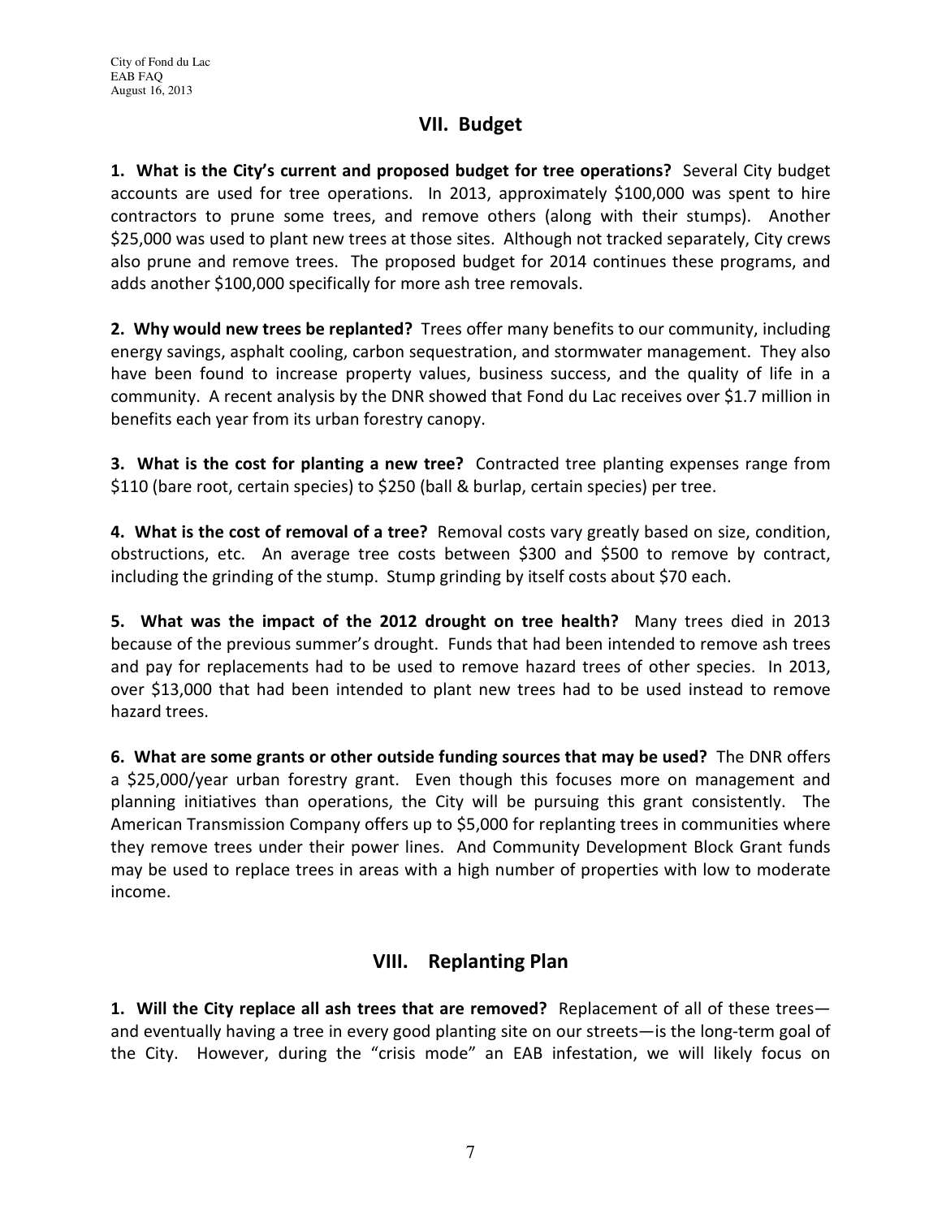## VII. Budget

**1. What is the City's current and proposed budget for tree operations?** Several City budget accounts are used for tree operations. In 2013, approximately $100,000 was spent to hire contractors to prune some trees, and remove others (along with their stumps). Another $25,000 was used to plant new trees at those sites. Although not tracked separately, City crews also prune and remove trees. The proposed budget for 2014 continues these programs, and adds another $100,000 specifically for more ash tree removals.

**2. Why would new trees be replanted?** Trees offer many benefits to our community, including energy savings, asphalt cooling, carbon sequestration, and stormwater management. They also have been found to increase property values, business success, and the quality of life in a community. A recent analysis by the DNR showed that Fond du Lac receives over $1.7 million in benefits each year from its urban forestry canopy.

**3. What is the cost for planting a new tree?** Contracted tree planting expenses range from $110 (bare root, certain species) to $250 (ball & burlap, certain species) per tree.

**4. What is the cost of removal of a tree?** Removal costs vary greatly based on size, condition, obstructions, etc. An average tree costs between $300 and $500 to remove by contract, including the grinding of the stump. Stump grinding by itself costs about $70 each.

**5. What was the impact of the 2012 drought on tree health?** Many trees died in 2013 because of the previous summer's drought. Funds that had been intended to remove ash trees and pay for replacements had to be used to remove hazard trees of other species. In 2013, over $13,000 that had been intended to plant new trees had to be used instead to remove hazard trees.

**6. What are some grants or other outside funding sources that may be used?** The DNR offers a $25,000/year urban forestry grant. Even though this focuses more on management and planning initiatives than operations, the City will be pursuing this grant consistently. The American Transmission Company offers up to $5,000 for replanting trees in communities where they remove trees under their power lines. And Community Development Block Grant funds may be used to replace trees in areas with a high number of properties with low to moderate income.

## VIII. Replanting Plan

**1. Will the City replace all ash trees that are removed?** Replacement of all of these trees—and eventually having a tree in every good planting site on our streets—is the long-term goal of the City. However, during the "crisis mode" an EAB infestation, we will likely focus on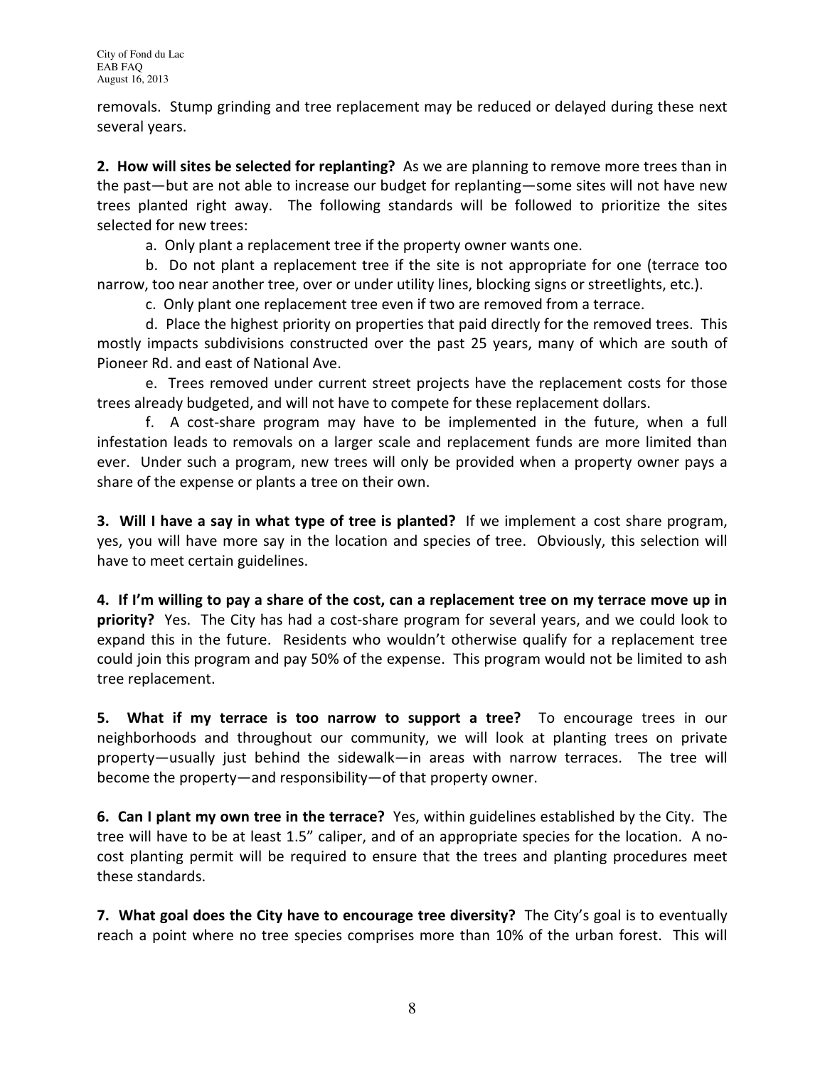removals. Stump grinding and tree replacement may be reduced or delayed during these next several years.

**2. How will sites be selected for replanting?** As we are planning to remove more trees than in the past—but are not able to increase our budget for replanting—some sites will not have new trees planted right away. The following standards will be followed to prioritize the sites selected for new trees:

a. Only plant a replacement tree if the property owner wants one.

b. Do not plant a replacement tree if the site is not appropriate for one (terrace too narrow, too near another tree, over or under utility lines, blocking signs or streetlights, etc.).

c. Only plant one replacement tree even if two are removed from a terrace.

d. Place the highest priority on properties that paid directly for the removed trees. This mostly impacts subdivisions constructed over the past 25 years, many of which are south of Pioneer Rd. and east of National Ave.

e. Trees removed under current street projects have the replacement costs for those trees already budgeted, and will not have to compete for these replacement dollars.

f. A cost-share program may have to be implemented in the future, when a full infestation leads to removals on a larger scale and replacement funds are more limited than ever. Under such a program, new trees will only be provided when a property owner pays a share of the expense or plants a tree on their own.

**3. Will I have a say in what type of tree is planted?** If we implement a cost share program, yes, you will have more say in the location and species of tree. Obviously, this selection will have to meet certain guidelines.

**4. If I'm willing to pay a share of the cost, can a replacement tree on my terrace move up in priority?** Yes. The City has had a cost-share program for several years, and we could look to expand this in the future. Residents who wouldn't otherwise qualify for a replacement tree could join this program and pay 50% of the expense. This program would not be limited to ash tree replacement.

**5. What if my terrace is too narrow to support a tree?** To encourage trees in our neighborhoods and throughout our community, we will look at planting trees on private property—usually just behind the sidewalk—in areas with narrow terraces. The tree will become the property—and responsibility—of that property owner.

**6. Can I plant my own tree in the terrace?** Yes, within guidelines established by the City. The tree will have to be at least 1.5" caliper, and of an appropriate species for the location. A no-cost planting permit will be required to ensure that the trees and planting procedures meet these standards.

**7. What goal does the City have to encourage tree diversity?** The City's goal is to eventually reach a point where no tree species comprises more than 10% of the urban forest. This will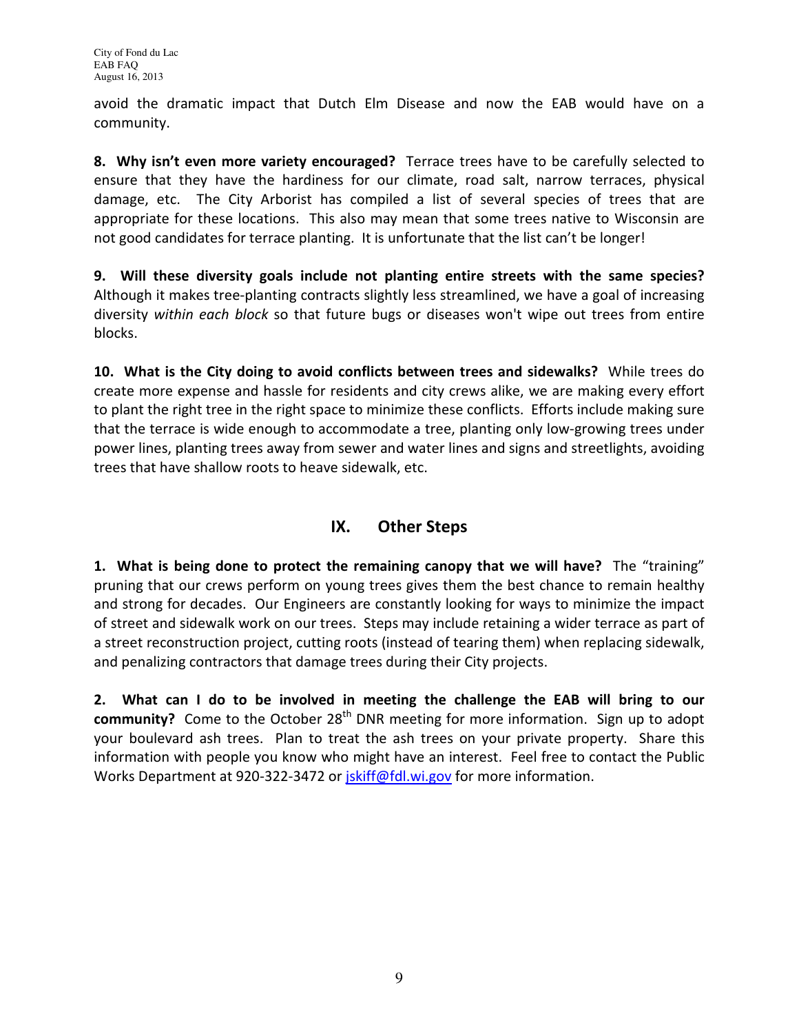avoid the dramatic impact that Dutch Elm Disease and now the EAB would have on a community.

**8. Why isn't even more variety encouraged?** Terrace trees have to be carefully selected to ensure that they have the hardiness for our climate, road salt, narrow terraces, physical damage, etc. The City Arborist has compiled a list of several species of trees that are appropriate for these locations. This also may mean that some trees native to Wisconsin are not good candidates for terrace planting. It is unfortunate that the list can't be longer!

**9. Will these diversity goals include not planting entire streets with the same species?** Although it makes tree-planting contracts slightly less streamlined, we have a goal of increasing diversity *within each block* so that future bugs or diseases won't wipe out trees from entire blocks.

**10. What is the City doing to avoid conflicts between trees and sidewalks?** While trees do create more expense and hassle for residents and city crews alike, we are making every effort to plant the right tree in the right space to minimize these conflicts. Efforts include making sure that the terrace is wide enough to accommodate a tree, planting only low-growing trees under power lines, planting trees away from sewer and water lines and signs and streetlights, avoiding trees that have shallow roots to heave sidewalk, etc.

## IX. Other Steps

**1. What is being done to protect the remaining canopy that we will have?** The "training" pruning that our crews perform on young trees gives them the best chance to remain healthy and strong for decades. Our Engineers are constantly looking for ways to minimize the impact of street and sidewalk work on our trees. Steps may include retaining a wider terrace as part of a street reconstruction project, cutting roots (instead of tearing them) when replacing sidewalk, and penalizing contractors that damage trees during their City projects.

**2. What can I do to be involved in meeting the challenge the EAB will bring to our community?** Come to the October 28th DNR meeting for more information. Sign up to adopt your boulevard ash trees. Plan to treat the ash trees on your private property. Share this information with people you know who might have an interest. Feel free to contact the Public Works Department at 920-322-3472 or jskiff@fdl.wi.gov for more information.